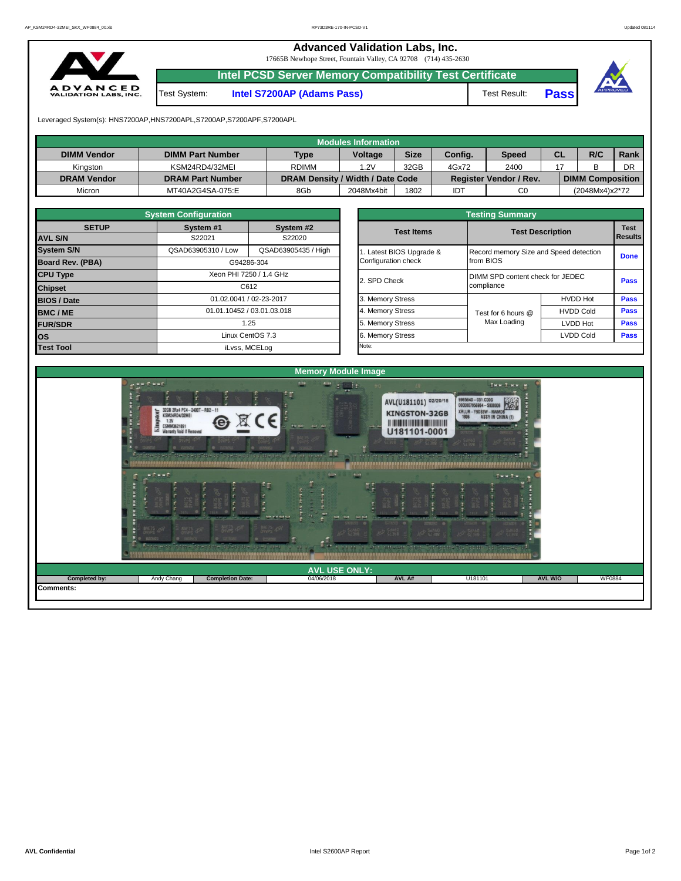# Advanced Validation Labs, Inc.

17665B Newhope Street, Fountain Valley, CA 92708 (714) 435-2630

## Intel PCSD Server Memory Compatibility Test Certificate

Test System: **Intel S7200AP (Adams Pass)** Test Result: **Pass**

Leveraged System(s): HNS7200AP,HNS7200APL,S7200AP,S7200APF,S7200APL

### Modules Information

| DIMM Vendor | DIMM Part Number | Type | Voltage | Size | Config. | Speed | CL | R/C | Rank |
|---|---|---|---|---|---|---|---|---|---|
| Kingston | KSM24RD4/32MEI | RDIMM | 1.2V | 32GB | 4Gx72 | 2400 | 17 | B | DR |
| **DRAM Vendor** | **DRAM Part Number** | **DRAM Density / Width / Date Code** | | | **Register Vendor / Rev.** | | **DIMM Composition** | | |
| Micron | MT40A2G4SA-075:E | 8Gb | 2048Mx4bit | 1802 | IDT | C0 | (2048Mx4)x2*72 | | |

### System Configuration

| SETUP | System #1 | System #2 |
|---|---|---|
| AVL S/N | S22021 | S22020 |
| System S/N | QSAD63905310 / Low | QSAD63905435 / High |
| Board Rev. (PBA) | G94286-304 | |
| CPU Type | Xeon PHI 7250 / 1.4 GHz | |
| Chipset | C612 | |
| BIOS / Date | 01.02.0041 / 02-23-2017 | |
| BMC / ME | 01.01.10452 / 03.01.03.018 | |
| FUR/SDR | 1.25 | |
| OS | Linux CentOS 7.3 | |
| Test Tool | iLvss, MCELog | |

### Testing Summary

| Test Items | Test Description | | Test Results |
|---|---|---|---|
| 1. Latest BIOS Upgrade & Configuration check | Record memory Size and Speed detection from BIOS | | Done |
| 2. SPD Check | DIMM SPD content check for JEDEC compliance | | Pass |
| 3. Memory Stress | Test for 6 hours @ Max Loading | HVDD Hot | Pass |
| 4. Memory Stress | | HVDD Cold | Pass |
| 5. Memory Stress | | LVDD Hot | Pass |
| 6. Memory Stress | | LVDD Cold | Pass |
| Note: | | | |

### Memory Module Image

### AVL USE ONLY:

| Completed by: | Andy Chang | Completion Date: | 04/06/2018 | AVL A# | U181101 | AVL W/O | WF0884 |
|---|---|---|---|---|---|---|---|

**Comments:**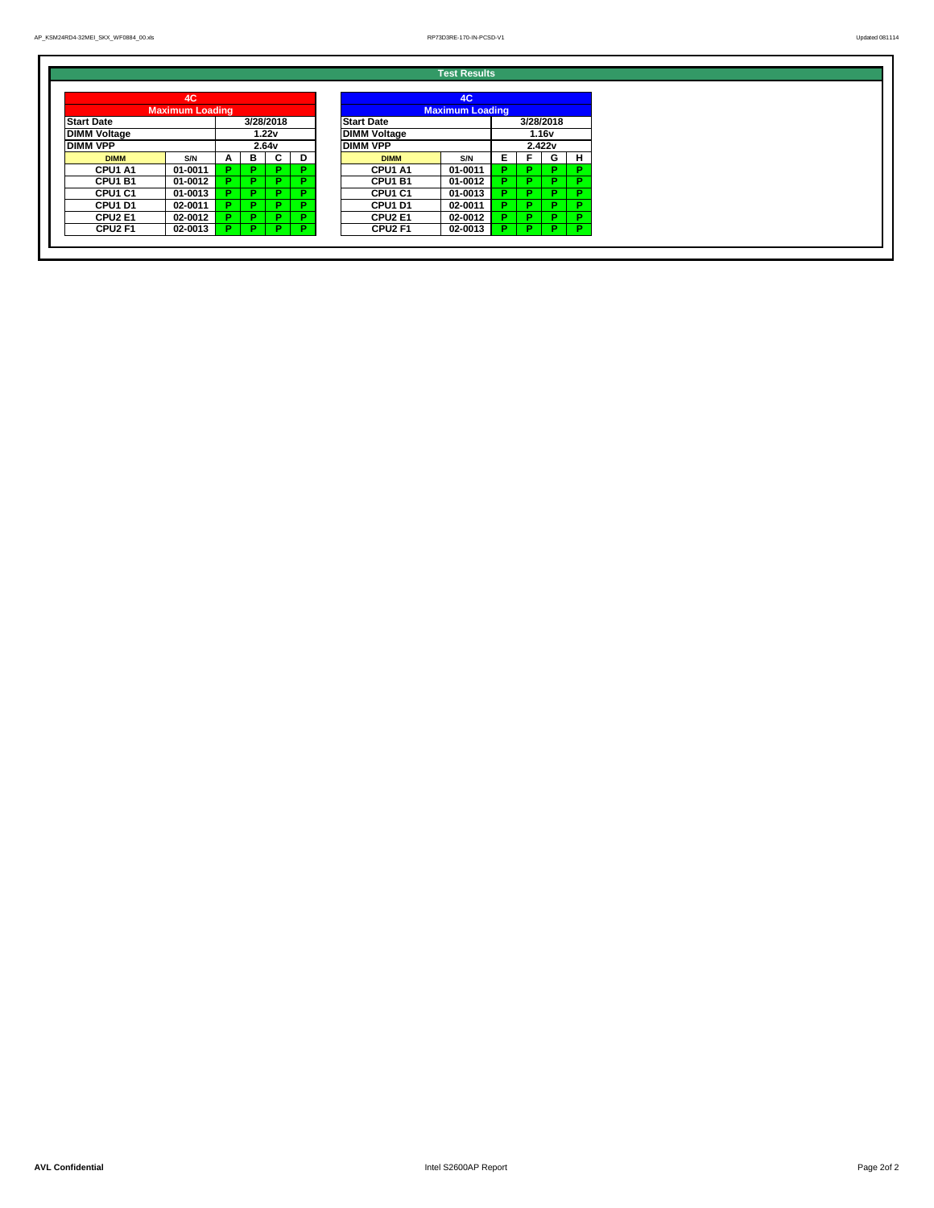## Test Results

| 4C Maximum Loading | | | | | |
|---|---|---|---|---|---|
| Start Date | | 3/28/2018 | | | |
| DIMM Voltage | | 1.22v | | | |
| DIMM VPP | | 2.64v | | | |
| DIMM | S/N | A | B | C | D |
| CPU1 A1 | 01-0011 | P | P | P | P |
| CPU1 B1 | 01-0012 | P | P | P | P |
| CPU1 C1 | 01-0013 | P | P | P | P |
| CPU1 D1 | 02-0011 | P | P | P | P |
| CPU2 E1 | 02-0012 | P | P | P | P |
| CPU2 F1 | 02-0013 | P | P | P | P |

| 4C Maximum Loading | | | | | |
|---|---|---|---|---|---|
| Start Date | | 3/28/2018 | | | |
| DIMM Voltage | | 1.16v | | | |
| DIMM VPP | | 2.422v | | | |
| DIMM | S/N | E | F | G | H |
| CPU1 A1 | 01-0011 | P | P | P | P |
| CPU1 B1 | 01-0012 | P | P | P | P |
| CPU1 C1 | 01-0013 | P | P | P | P |
| CPU1 D1 | 02-0011 | P | P | P | P |
| CPU2 E1 | 02-0012 | P | P | P | P |
| CPU2 F1 | 02-0013 | P | P | P | P |